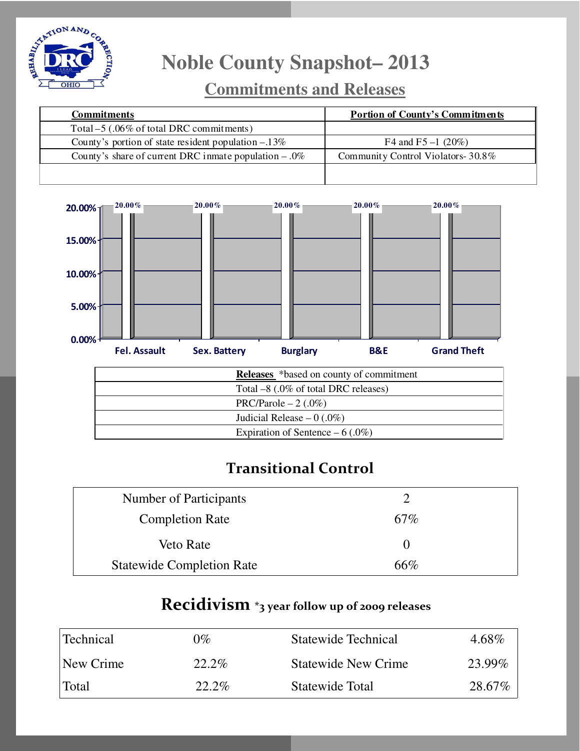# Noble County Snapshot– 2013

## Commitments and Releases

| Commitments | Portion of County's Commitments |
|---|---|
| Total –5 (.06% of total DRC commitments) | |
| County's portion of state resident population –.13% | F4 and F5 –1 (20%) |
| County's share of current DRC inmate population – .0% | Community Control Violators- 30.8% |
| | |

| Offense | Percentage |
|---|---|
| Fel. Assault | 20.00% |
| Sex. Battery | 20.00% |
| Burglary | 20.00% |
| B&E | 20.00% |
| Grand Theft | 20.00% |

| **Releases** *based on county of commitment |
|---|
| Total –8 (.0% of total DRC releases) |
| PRC/Parole – 2 (.0%) |
| Judicial Release – 0 (.0%) |
| Expiration of Sentence – 6 (.0%) |

## Transitional Control

| | |
|---|---|
| Number of Participants | 2 |
| Completion Rate | 67% |
| Veto Rate | 0 |
| Statewide Completion Rate | 66% |

## Recidivism *3 year follow up of 2009 releases

| | | | |
|---|---|---|---|
| Technical | 0% | Statewide Technical | 4.68% |
| New Crime | 22.2% | Statewide New Crime | 23.99% |
| Total | 22.2% | Statewide Total | 28.67% |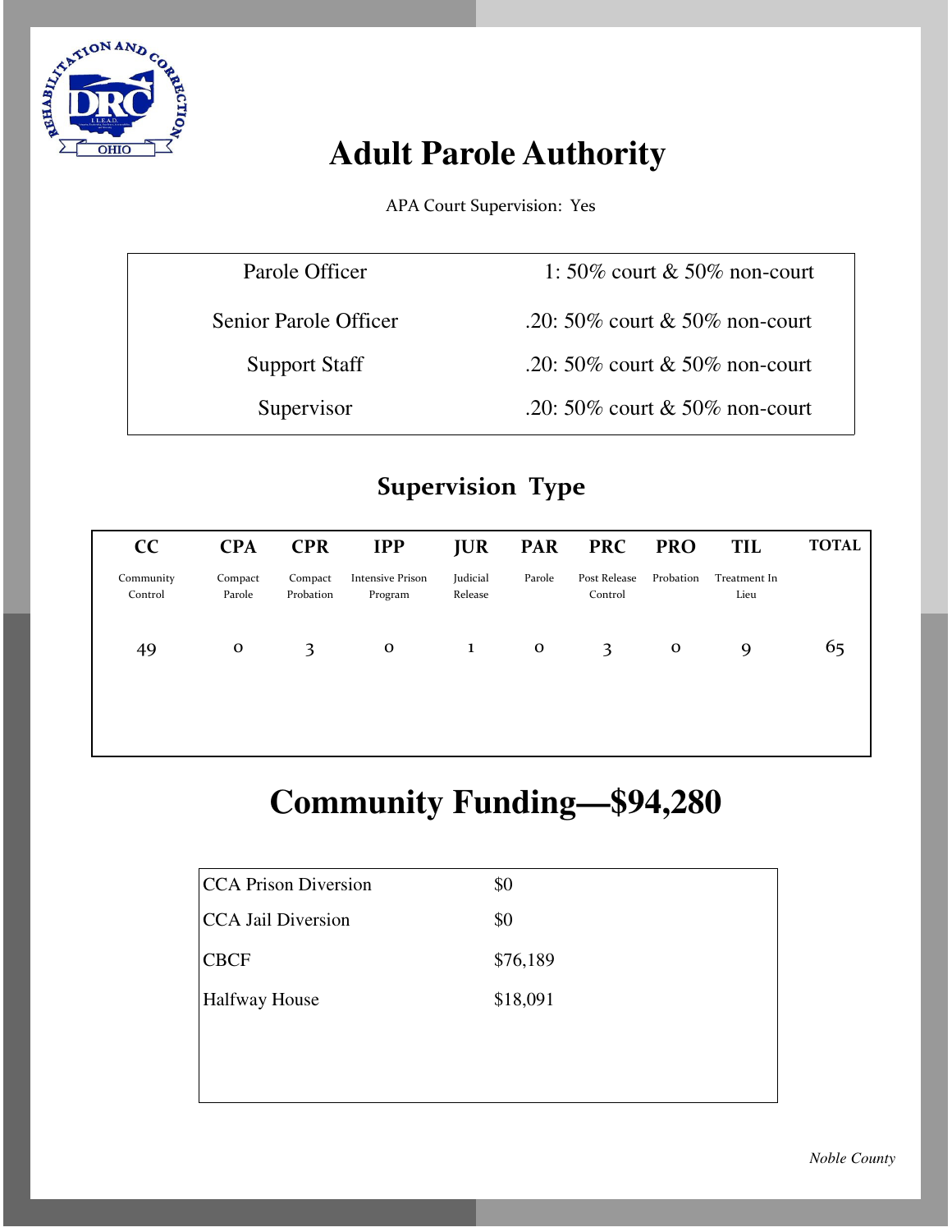# Adult Parole Authority

APA Court Supervision: Yes

| | |
|---|---|
| Parole Officer | 1: 50% court & 50% non-court |
| Senior Parole Officer | .20: 50% court & 50% non-court |
| Support Staff | .20: 50% court & 50% non-court |
| Supervisor | .20: 50% court & 50% non-court |

## Supervision Type

| CC<br>Community Control | CPA<br>Compact Parole | CPR<br>Compact Probation | IPP<br>Intensive Prison Program | JUR<br>Judicial Release | PAR<br>Parole | PRC<br>Post Release Control | PRO<br>Probation | TIL<br>Treatment In Lieu | TOTAL |
|---|---|---|---|---|---|---|---|---|---|
| 49 | 0 | 3 | 0 | 1 | 0 | 3 | 0 | 9 | 65 |

# Community Funding—$94,280

| | |
|---|---|
| CCA Prison Diversion | $0 |
| CCA Jail Diversion | $0 |
| CBCF | $76,189 |
| Halfway House | $18,091 |

*Noble County*